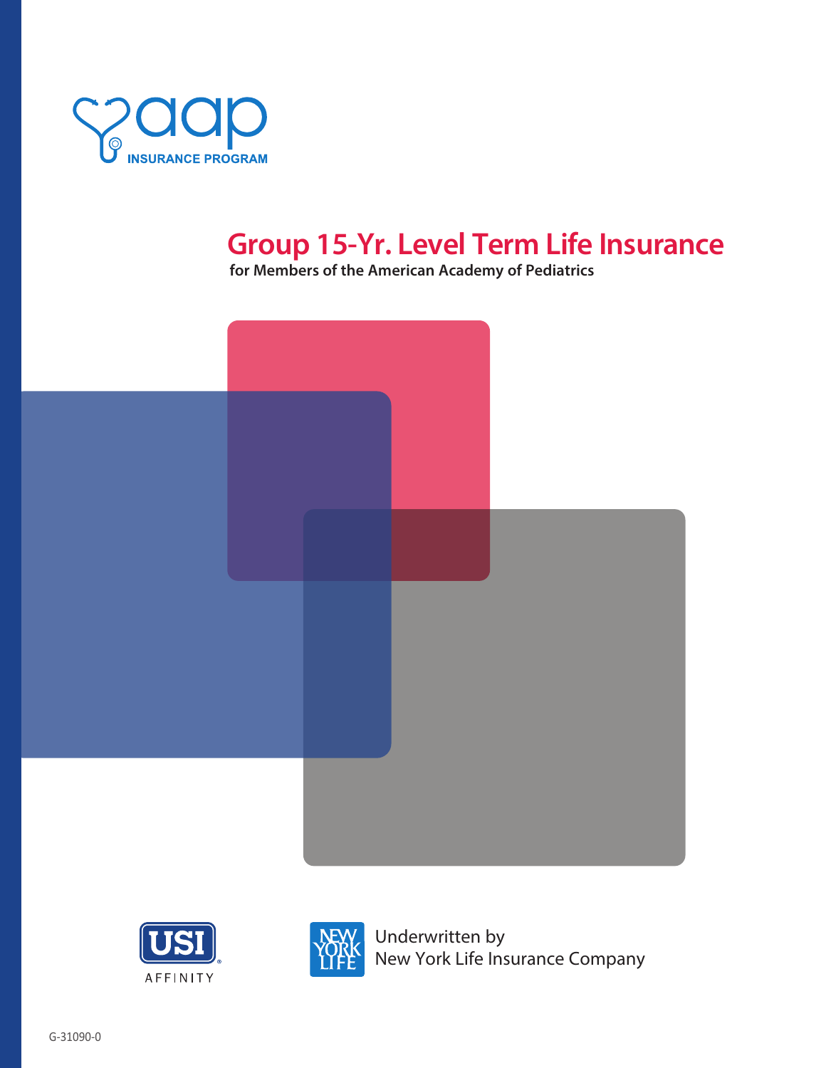aap INSURANCE PROGRAM

# Group 15-Yr. Level Term Life Insurance

**for Members of the American Academy of Pediatrics**

USI AFFINITY

Underwritten by
New York Life Insurance Company

G-31090-0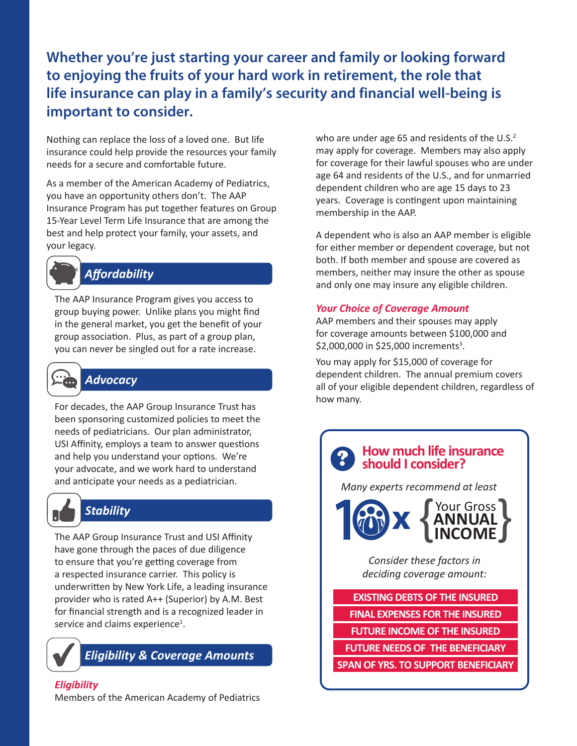**Whether you're just starting your career and family or looking forward to enjoying the fruits of your hard work in retirement, the role that life insurance can play in a family's security and financial well-being is important to consider.**

Nothing can replace the loss of a loved one. But life insurance could help provide the resources your family needs for a secure and comfortable future.

As a member of the American Academy of Pediatrics, you have an opportunity others don't. The AAP Insurance Program has put together features on Group 15-Year Level Term Life Insurance that are among the best and help protect your family, your assets, and your legacy.

## *Affordability*

The AAP Insurance Program gives you access to group buying power. Unlike plans you might find in the general market, you get the benefit of your group association. Plus, as part of a group plan, you can never be singled out for a rate increase.

## *Advocacy*

For decades, the AAP Group Insurance Trust has been sponsoring customized policies to meet the needs of pediatricians. Our plan administrator, USI Affinity, employs a team to answer questions and help you understand your options. We're your advocate, and we work hard to understand and anticipate your needs as a pediatrician.

## *Stability*

The AAP Group Insurance Trust and USI Affinity have gone through the paces of due diligence to ensure that you're getting coverage from a respected insurance carrier. This policy is underwritten by New York Life, a leading insurance provider who is rated A++ (Superior) by A.M. Best for financial strength and is a recognized leader in service and claims experience[1].

## *Eligibility & Coverage Amounts*

### *Eligibility*

Members of the American Academy of Pediatrics who are under age 65 and residents of the U.S.[2] may apply for coverage. Members may also apply for coverage for their lawful spouses who are under age 64 and residents of the U.S., and for unmarried dependent children who are age 15 days to 23 years. Coverage is contingent upon maintaining membership in the AAP.

A dependent who is also an AAP member is eligible for either member or dependent coverage, but not both. If both member and spouse are covered as members, neither may insure the other as spouse and only one may insure any eligible children.

### *Your Choice of Coverage Amount*

AAP members and their spouses may apply for coverage amounts between $100,000 and $2,000,000 in $25,000 increments[3].

You may apply for $15,000 of coverage for dependent children. The annual premium covers all of your eligible dependent children, regardless of how many.

### How much life insurance should I consider?

*Many experts recommend at least*

**10 x { Your Gross ANNUAL INCOME }**

*Consider these factors in deciding coverage amount:*

- EXISTING DEBTS OF THE INSURED
- FINAL EXPENSES FOR THE INSURED
- FUTURE INCOME OF THE INSURED
- FUTURE NEEDS OF THE BENEFICIARY
- SPAN OF YRS. TO SUPPORT BENEFICIARY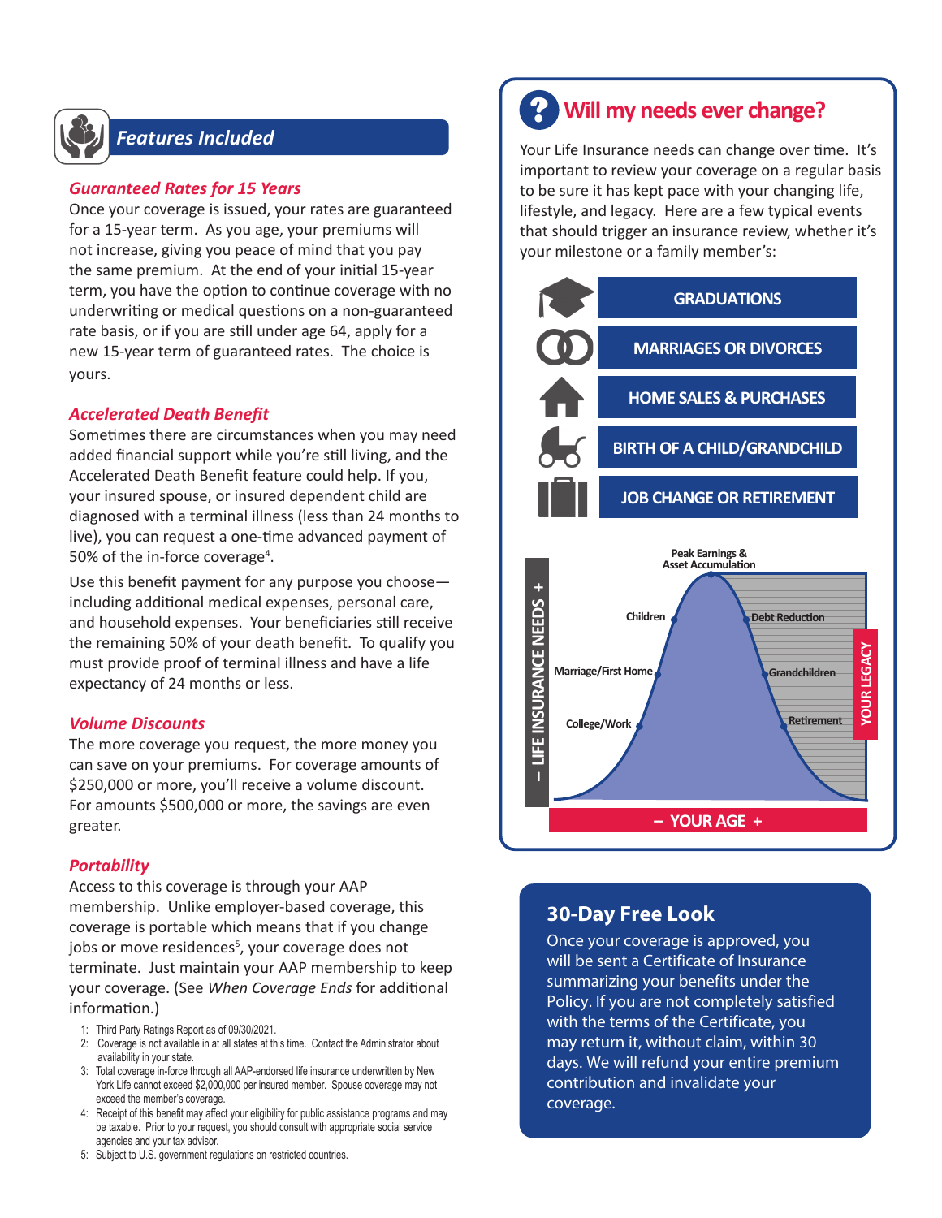## Features Included

### *Guaranteed Rates for 15 Years*

Once your coverage is issued, your rates are guaranteed for a 15-year term. As you age, your premiums will not increase, giving you peace of mind that you pay the same premium. At the end of your initial 15-year term, you have the option to continue coverage with no underwriting or medical questions on a non-guaranteed rate basis, or if you are still under age 64, apply for a new 15-year term of guaranteed rates. The choice is yours.

### *Accelerated Death Benefit*

Sometimes there are circumstances when you may need added financial support while you're still living, and the Accelerated Death Benefit feature could help. If you, your insured spouse, or insured dependent child are diagnosed with a terminal illness (less than 24 months to live), you can request a one-time advanced payment of 50% of the in-force coverage[4].

Use this benefit payment for any purpose you choose—including additional medical expenses, personal care, and household expenses. Your beneficiaries still receive the remaining 50% of your death benefit. To qualify you must provide proof of terminal illness and have a life expectancy of 24 months or less.

### *Volume Discounts*

The more coverage you request, the more money you can save on your premiums. For coverage amounts of $250,000 or more, you'll receive a volume discount. For amounts $500,000 or more, the savings are even greater.

### *Portability*

Access to this coverage is through your AAP membership. Unlike employer-based coverage, this coverage is portable which means that if you change jobs or move residences[5], your coverage does not terminate. Just maintain your AAP membership to keep your coverage. (See *When Coverage Ends* for additional information.)

1: Third Party Ratings Report as of 09/30/2021.
2: Coverage is not available in at all states at this time. Contact the Administrator about availability in your state.
3: Total coverage in-force through all AAP-endorsed life insurance underwritten by New York Life cannot exceed $2,000,000 per insured member. Spouse coverage may not exceed the member's coverage.
4: Receipt of this benefit may affect your eligibility for public assistance programs and may be taxable. Prior to your request, you should consult with appropriate social service agencies and your tax advisor.
5: Subject to U.S. government regulations on restricted countries.

## Will my needs ever change?

Your Life Insurance needs can change over time. It's important to review your coverage on a regular basis to be sure it has kept pace with your changing life, lifestyle, and legacy. Here are a few typical events that should trigger an insurance review, whether it's your milestone or a family member's:

- GRADUATIONS
- MARRIAGES OR DIVORCES
- HOME SALES & PURCHASES
- BIRTH OF A CHILD/GRANDCHILD
- JOB CHANGE OR RETIREMENT

– LIFE INSURANCE NEEDS +

College/Work · Marriage/First Home · Children · Peak Earnings & Asset Accumulation · Debt Reduction · Grandchildren · Retirement

YOUR LEGACY

– YOUR AGE +

## 30-Day Free Look

Once your coverage is approved, you will be sent a Certificate of Insurance summarizing your benefits under the Policy. If you are not completely satisfied with the terms of the Certificate, you may return it, without claim, within 30 days. We will refund your entire premium contribution and invalidate your coverage.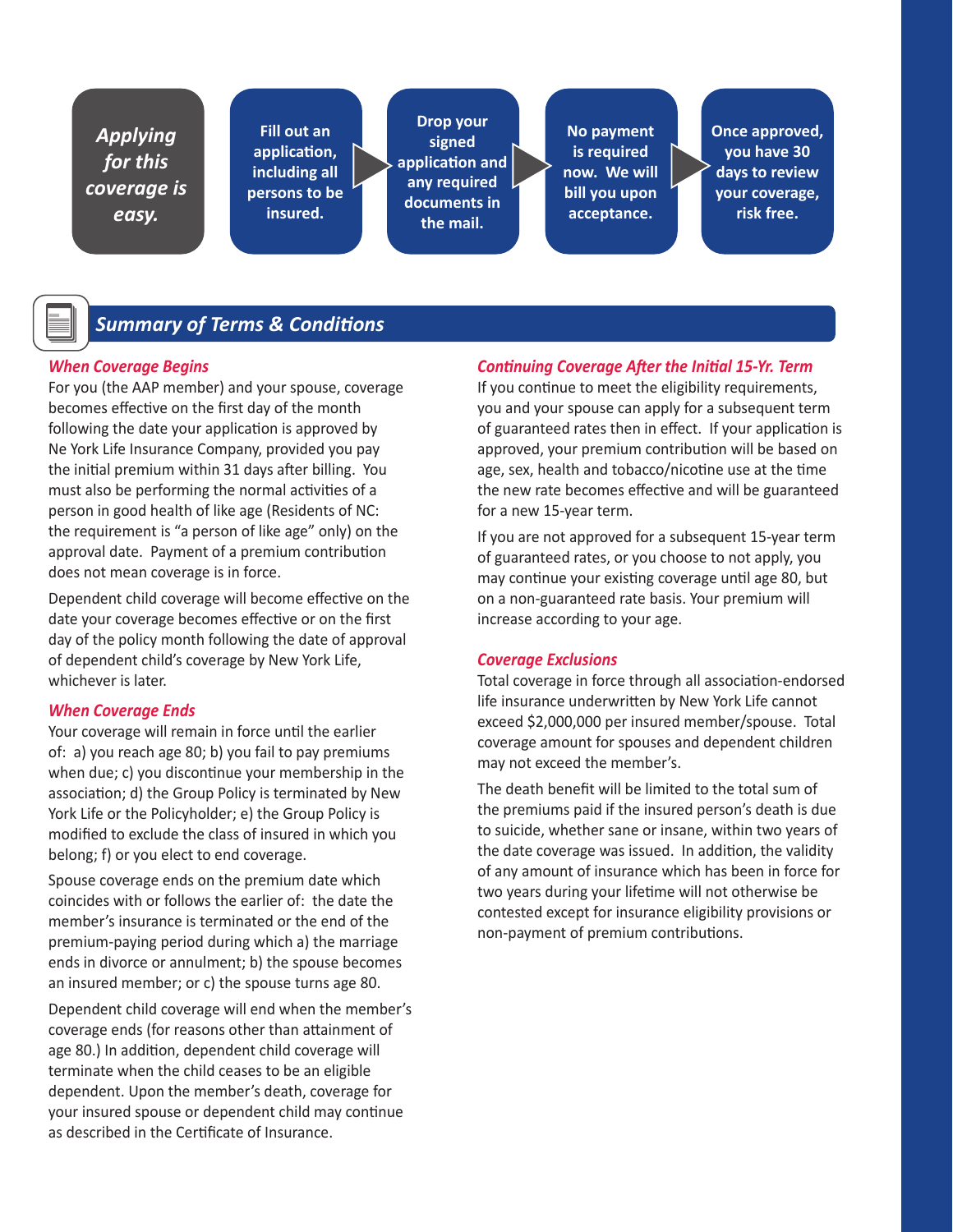**Applying for this coverage is easy.**

- **Fill out an application, including all persons to be insured.**
- **Drop your signed application and any required documents in the mail.**
- **No payment is required now. We will bill you upon acceptance.**
- **Once approved, you have 30 days to review your coverage, risk free.**

## Summary of Terms & Conditions

### When Coverage Begins

For you (the AAP member) and your spouse, coverage becomes effective on the first day of the month following the date your application is approved by Ne York Life Insurance Company, provided you pay the initial premium within 31 days after billing. You must also be performing the normal activities of a person in good health of like age (Residents of NC: the requirement is "a person of like age" only) on the approval date. Payment of a premium contribution does not mean coverage is in force.

Dependent child coverage will become effective on the date your coverage becomes effective or on the first day of the policy month following the date of approval of dependent child's coverage by New York Life, whichever is later.

### When Coverage Ends

Your coverage will remain in force until the earlier of: a) you reach age 80; b) you fail to pay premiums when due; c) you discontinue your membership in the association; d) the Group Policy is terminated by New York Life or the Policyholder; e) the Group Policy is modified to exclude the class of insured in which you belong; f) or you elect to end coverage.

Spouse coverage ends on the premium date which coincides with or follows the earlier of: the date the member's insurance is terminated or the end of the premium-paying period during which a) the marriage ends in divorce or annulment; b) the spouse becomes an insured member; or c) the spouse turns age 80.

Dependent child coverage will end when the member's coverage ends (for reasons other than attainment of age 80.) In addition, dependent child coverage will terminate when the child ceases to be an eligible dependent. Upon the member's death, coverage for your insured spouse or dependent child may continue as described in the Certificate of Insurance.

### Continuing Coverage After the Initial 15-Yr. Term

If you continue to meet the eligibility requirements, you and your spouse can apply for a subsequent term of guaranteed rates then in effect. If your application is approved, your premium contribution will be based on age, sex, health and tobacco/nicotine use at the time the new rate becomes effective and will be guaranteed for a new 15-year term.

If you are not approved for a subsequent 15-year term of guaranteed rates, or you choose to not apply, you may continue your existing coverage until age 80, but on a non-guaranteed rate basis. Your premium will increase according to your age.

### Coverage Exclusions

Total coverage in force through all association-endorsed life insurance underwritten by New York Life cannot exceed $2,000,000 per insured member/spouse. Total coverage amount for spouses and dependent children may not exceed the member's.

The death benefit will be limited to the total sum of the premiums paid if the insured person's death is due to suicide, whether sane or insane, within two years of the date coverage was issued. In addition, the validity of any amount of insurance which has been in force for two years during your lifetime will not otherwise be contested except for insurance eligibility provisions or non-payment of premium contributions.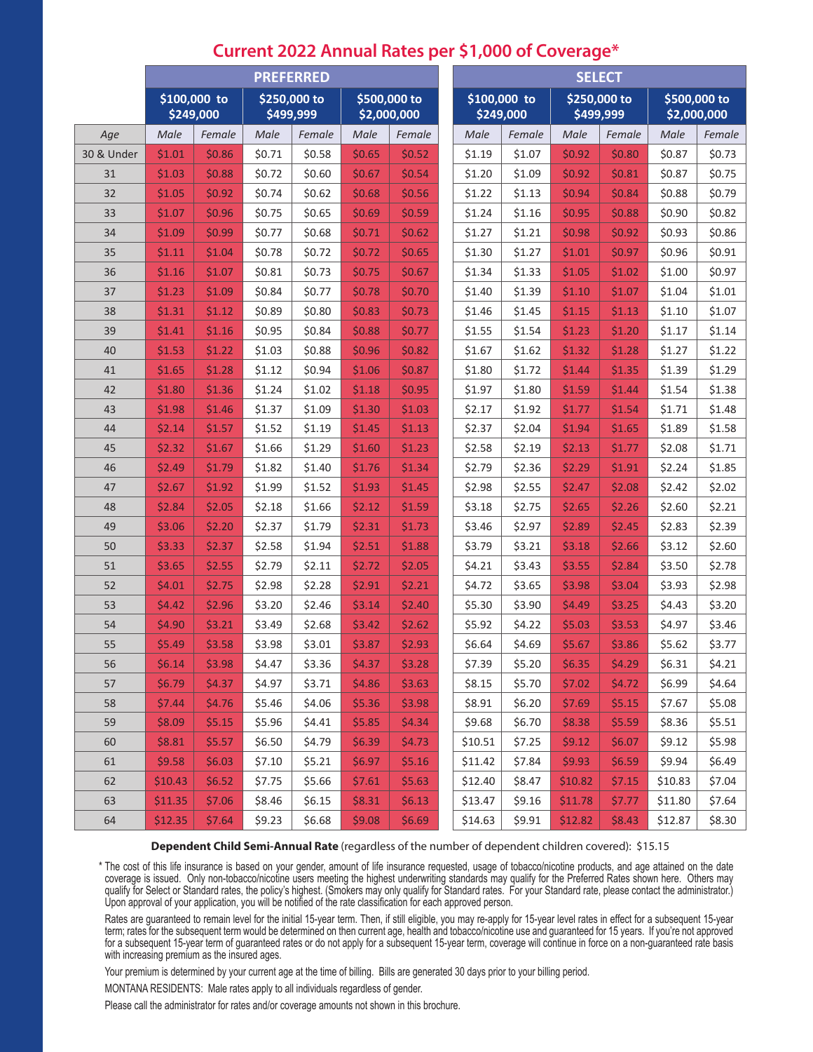# Current 2022 Annual Rates per $1,000 of Coverage*

| | PREFERRED | | | | | | SELECT | | | | | |
|---|---|---|---|---|---|---|---|---|---|---|---|---|
| | $100,000 to $249,000 | | $250,000 to $499,999 | | $500,000 to $2,000,000 | | $100,000 to $249,000 | | $250,000 to $499,999 | | $500,000 to $2,000,000 | |
| *Age* | *Male* | *Female* | *Male* | *Female* | *Male* | *Female* | *Male* | *Female* | *Male* | *Female* | *Male* | *Female* |
| 30 & Under | $1.01 | $0.86 | $0.71 | $0.58 | $0.65 | $0.52 | $1.19 | $1.07 | $0.92 | $0.80 | $0.87 | $0.73 |
| 31 | $1.03 | $0.88 | $0.72 | $0.60 | $0.67 | $0.54 | $1.20 | $1.09 | $0.92 | $0.81 | $0.87 | $0.75 |
| 32 | $1.05 | $0.92 | $0.74 | $0.62 | $0.68 | $0.56 | $1.22 | $1.13 | $0.94 | $0.84 | $0.88 | $0.79 |
| 33 | $1.07 | $0.96 | $0.75 | $0.65 | $0.69 | $0.59 | $1.24 | $1.16 | $0.95 | $0.88 | $0.90 | $0.82 |
| 34 | $1.09 | $0.99 | $0.77 | $0.68 | $0.71 | $0.62 | $1.27 | $1.21 | $0.98 | $0.92 | $0.93 | $0.86 |
| 35 | $1.11 | $1.04 | $0.78 | $0.72 | $0.72 | $0.65 | $1.30 | $1.27 | $1.01 | $0.97 | $0.96 | $0.91 |
| 36 | $1.16 | $1.07 | $0.81 | $0.73 | $0.75 | $0.67 | $1.34 | $1.33 | $1.05 | $1.02 | $1.00 | $0.97 |
| 37 | $1.23 | $1.09 | $0.84 | $0.77 | $0.78 | $0.70 | $1.40 | $1.39 | $1.10 | $1.07 | $1.04 | $1.01 |
| 38 | $1.31 | $1.12 | $0.89 | $0.80 | $0.83 | $0.73 | $1.46 | $1.45 | $1.15 | $1.13 | $1.10 | $1.07 |
| 39 | $1.41 | $1.16 | $0.95 | $0.84 | $0.88 | $0.77 | $1.55 | $1.54 | $1.23 | $1.20 | $1.17 | $1.14 |
| 40 | $1.53 | $1.22 | $1.03 | $0.88 | $0.96 | $0.82 | $1.67 | $1.62 | $1.32 | $1.28 | $1.27 | $1.22 |
| 41 | $1.65 | $1.28 | $1.12 | $0.94 | $1.06 | $0.87 | $1.80 | $1.72 | $1.44 | $1.35 | $1.39 | $1.29 |
| 42 | $1.80 | $1.36 | $1.24 | $1.02 | $1.18 | $0.95 | $1.97 | $1.80 | $1.59 | $1.44 | $1.54 | $1.38 |
| 43 | $1.98 | $1.46 | $1.37 | $1.09 | $1.30 | $1.03 | $2.17 | $1.92 | $1.77 | $1.54 | $1.71 | $1.48 |
| 44 | $2.14 | $1.57 | $1.52 | $1.19 | $1.45 | $1.13 | $2.37 | $2.04 | $1.94 | $1.65 | $1.89 | $1.58 |
| 45 | $2.32 | $1.67 | $1.66 | $1.29 | $1.60 | $1.23 | $2.58 | $2.19 | $2.13 | $1.77 | $2.08 | $1.71 |
| 46 | $2.49 | $1.79 | $1.82 | $1.40 | $1.76 | $1.34 | $2.79 | $2.36 | $2.29 | $1.91 | $2.24 | $1.85 |
| 47 | $2.67 | $1.92 | $1.99 | $1.52 | $1.93 | $1.45 | $2.98 | $2.55 | $2.47 | $2.08 | $2.42 | $2.02 |
| 48 | $2.84 | $2.05 | $2.18 | $1.66 | $2.12 | $1.59 | $3.18 | $2.75 | $2.65 | $2.26 | $2.60 | $2.21 |
| 49 | $3.06 | $2.20 | $2.37 | $1.79 | $2.31 | $1.73 | $3.46 | $2.97 | $2.89 | $2.45 | $2.83 | $2.39 |
| 50 | $3.33 | $2.37 | $2.58 | $1.94 | $2.51 | $1.88 | $3.79 | $3.21 | $3.18 | $2.66 | $3.12 | $2.60 |
| 51 | $3.65 | $2.55 | $2.79 | $2.11 | $2.72 | $2.05 | $4.21 | $3.43 | $3.55 | $2.84 | $3.50 | $2.78 |
| 52 | $4.01 | $2.75 | $2.98 | $2.28 | $2.91 | $2.21 | $4.72 | $3.65 | $3.98 | $3.04 | $3.93 | $2.98 |
| 53 | $4.42 | $2.96 | $3.20 | $2.46 | $3.14 | $2.40 | $5.30 | $3.90 | $4.49 | $3.25 | $4.43 | $3.20 |
| 54 | $4.90 | $3.21 | $3.49 | $2.68 | $3.42 | $2.62 | $5.92 | $4.22 | $5.03 | $3.53 | $4.97 | $3.46 |
| 55 | $5.49 | $3.58 | $3.98 | $3.01 | $3.87 | $2.93 | $6.64 | $4.69 | $5.67 | $3.86 | $5.62 | $3.77 |
| 56 | $6.14 | $3.98 | $4.47 | $3.36 | $4.37 | $3.28 | $7.39 | $5.20 | $6.35 | $4.29 | $6.31 | $4.21 |
| 57 | $6.79 | $4.37 | $4.97 | $3.71 | $4.86 | $3.63 | $8.15 | $5.70 | $7.02 | $4.72 | $6.99 | $4.64 |
| 58 | $7.44 | $4.76 | $5.46 | $4.06 | $5.36 | $3.98 | $8.91 | $6.20 | $7.69 | $5.15 | $7.67 | $5.08 |
| 59 | $8.09 | $5.15 | $5.96 | $4.41 | $5.85 | $4.34 | $9.68 | $6.70 | $8.38 | $5.59 | $8.36 | $5.51 |
| 60 | $8.81 | $5.57 | $6.50 | $4.79 | $6.39 | $4.73 | $10.51 | $7.25 | $9.12 | $6.07 | $9.12 | $5.98 |
| 61 | $9.58 | $6.03 | $7.10 | $5.21 | $6.97 | $5.16 | $11.42 | $7.84 | $9.93 | $6.59 | $9.94 | $6.49 |
| 62 | $10.43 | $6.52 | $7.75 | $5.66 | $7.61 | $5.63 | $12.40 | $8.47 | $10.82 | $7.15 | $10.83 | $7.04 |
| 63 | $11.35 | $7.06 | $8.46 | $6.15 | $8.31 | $6.13 | $13.47 | $9.16 | $11.78 | $7.77 | $11.80 | $7.64 |
| 64 | $12.35 | $7.64 | $9.23 | $6.68 | $9.08 | $6.69 | $14.63 | $9.91 | $12.82 | $8.43 | $12.87 | $8.30 |

**Dependent Child Semi-Annual Rate** (regardless of the number of dependent children covered): $15.15

* The cost of this life insurance is based on your gender, amount of life insurance requested, usage of tobacco/nicotine products, and age attained on the date coverage is issued. Only non-tobacco/nicotine users meeting the highest underwriting standards may qualify for the Preferred Rates shown here. Others may qualify for Select or Standard rates, the policy's highest. (Smokers may only qualify for Standard rates. For your Standard rate, please contact the administrator.) Upon approval of your application, you will be notified of the rate classification for each approved person.

Rates are guaranteed to remain level for the initial 15-year term. Then, if still eligible, you may re-apply for 15-year level rates in effect for a subsequent 15-year term; rates for the subsequent term would be determined on then current age, health and tobacco/nicotine use and guaranteed for 15 years. If you're not approved for a subsequent 15-year term of guaranteed rates or do not apply for a subsequent 15-year term, coverage will continue in force on a non-guaranteed rate basis with increasing premium as the insured ages.

Your premium is determined by your current age at the time of billing. Bills are generated 30 days prior to your billing period.

MONTANA RESIDENTS: Male rates apply to all individuals regardless of gender.

Please call the administrator for rates and/or coverage amounts not shown in this brochure.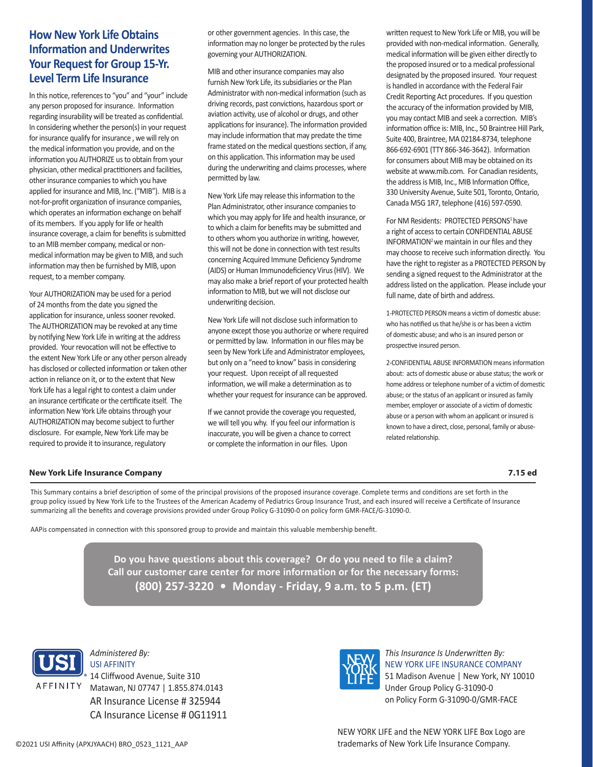## How New York Life Obtains Information and Underwrites Your Request for Group 15-Yr. Level Term Life Insurance

In this notice, references to "you" and "your" include any person proposed for insurance. Information regarding insurability will be treated as confidential. In considering whether the person(s) in your request for insurance qualify for insurance , we will rely on the medical information you provide, and on the information you AUTHORIZE us to obtain from your physician, other medical practitioners and facilities, other insurance companies to which you have applied for insurance and MIB, Inc. ("MIB"). MIB is a not-for-profit organization of insurance companies, which operates an information exchange on behalf of its members. If you apply for life or health insurance coverage, a claim for benefits is submitted to an MIB member company, medical or non-medical information may be given to MIB, and such information may then be furnished by MIB, upon request, to a member company.

Your AUTHORIZATION may be used for a period of 24 months from the date you signed the application for insurance, unless sooner revoked. The AUTHORIZATION may be revoked at any time by notifying New York Life in writing at the address provided. Your revocation will not be effective to the extent New York Life or any other person already has disclosed or collected information or taken other action in reliance on it, or to the extent that New York Life has a legal right to contest a claim under an insurance certificate or the certificate itself. The information New York Life obtains through your AUTHORIZATION may become subject to further disclosure. For example, New York Life may be required to provide it to insurance, regulatory or other government agencies. In this case, the information may no longer be protected by the rules governing your AUTHORIZATION.

MIB and other insurance companies may also furnish New York Life, its subsidiaries or the Plan Administrator with non-medical information (such as driving records, past convictions, hazardous sport or aviation activity, use of alcohol or drugs, and other applications for insurance). The information provided may include information that may predate the time frame stated on the medical questions section, if any, on this application. This information may be used during the underwriting and claims processes, where permitted by law.

New York Life may release this information to the Plan Administrator, other insurance companies to which you may apply for life and health insurance, or to which a claim for benefits may be submitted and to others whom you authorize in writing, however, this will not be done in connection with test results concerning Acquired Immune Deficiency Syndrome (AIDS) or Human Immunodeficiency Virus (HIV). We may also make a brief report of your protected health information to MIB, but we will not disclose our underwriting decision.

New York Life will not disclose such information to anyone except those you authorize or where required or permitted by law. Information in our files may be seen by New York Life and Administrator employees, but only on a "need to know" basis in considering your request. Upon receipt of all requested information, we will make a determination as to whether your request for insurance can be approved.

If we cannot provide the coverage you requested, we will tell you why. If you feel our information is inaccurate, you will be given a chance to correct or complete the information in our files. Upon written request to New York Life or MIB, you will be provided with non-medical information. Generally, medical information will be given either directly to the proposed insured or to a medical professional designated by the proposed insured. Your request is handled in accordance with the Federal Fair Credit Reporting Act procedures. If you question the accuracy of the information provided by MIB, you may contact MIB and seek a correction. MIB's information office is: MIB, Inc., 50 Braintree Hill Park, Suite 400, Braintree, MA 02184-8734, telephone 866-692-6901 (TTY 866-346-3642). Information for consumers about MIB may be obtained on its website at www.mib.com. For Canadian residents, the address is MIB, Inc., MIB Information Office, 330 University Avenue, Suite 501, Toronto, Ontario, Canada M5G 1R7, telephone (416) 597-0590.

For NM Residents: PROTECTED PERSONS[1] have a right of access to certain CONFIDENTIAL ABUSE INFORMATION[2] we maintain in our files and they may choose to receive such information directly. You have the right to register as a PROTECTED PERSON by sending a signed request to the Administrator at the address listed on the application. Please include your full name, date of birth and address.

1-PROTECTED PERSON means a victim of domestic abuse: who has notified us that he/she is or has been a victim of domestic abuse; and who is an insured person or prospective insured person.

2-CONFIDENTIAL ABUSE INFORMATION means information about: acts of domestic abuse or abuse status; the work or home address or telephone number of a victim of domestic abuse; or the status of an applicant or insured as family member, employer or associate of a victim of domestic abuse or a person with whom an applicant or insured is known to have a direct, close, personal, family or abuse-related relationship.

**New York Life Insurance Company** **7.15 ed**

This Summary contains a brief description of some of the principal provisions of the proposed insurance coverage. Complete terms and conditions are set forth in the group policy issued by New York Life to the Trustees of the American Academy of Pediatrics Group Insurance Trust, and each insured will receive a Certificate of Insurance summarizing all the benefits and coverage provisions provided under Group Policy G-31090-0 on policy form GMR-FACE/G-31090-0.

AAPis compensated in connection with this sponsored group to provide and maintain this valuable membership benefit.

**Do you have questions about this coverage? Or do you need to file a claim?**
**Call our customer care center for more information or for the necessary forms:**
**(800) 257-3220 • Monday - Friday, 9 a.m. to 5 p.m. (ET)**

*Administered By:*
USI AFFINITY
14 Cliffwood Avenue, Suite 310
Matawan, NJ 07747 | 1.855.874.0143
AR Insurance License # 325944
CA Insurance License # 0G11911

*This Insurance Is Underwritten By:*
NEW YORK LIFE INSURANCE COMPANY
51 Madison Avenue | New York, NY 10010
Under Group Policy G-31090-0
on Policy Form G-31090-0/GMR-FACE

NEW YORK LIFE and the NEW YORK LIFE Box Logo are trademarks of New York Life Insurance Company.

©2021 USI Affinity (APXJYAACH) BRO_0523_1121_AAP